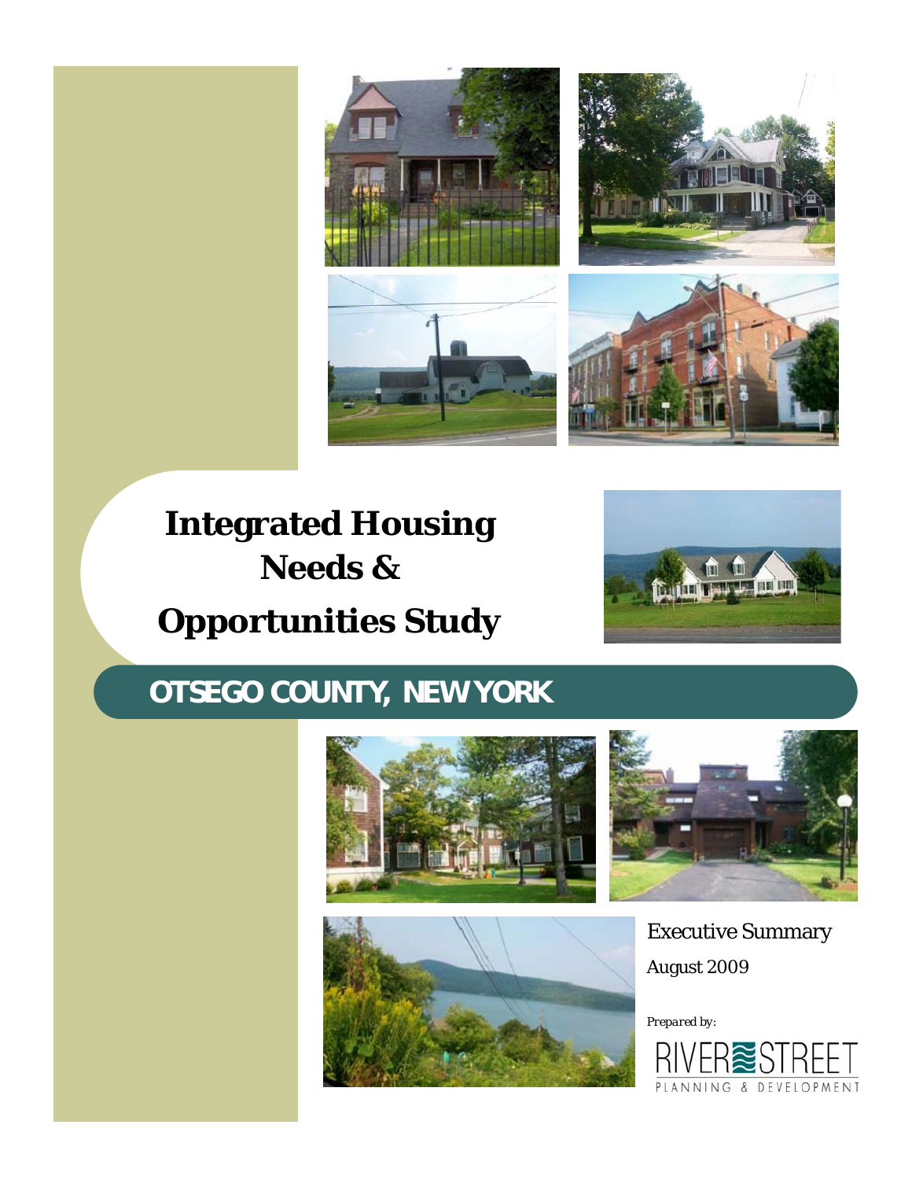# Integrated Housing Needs & Opportunities Study

## OTSEGO COUNTY, NEW YORK

Executive Summary

August 2009

*Prepared by:*

RIVER STREET PLANNING & DEVELOPMENT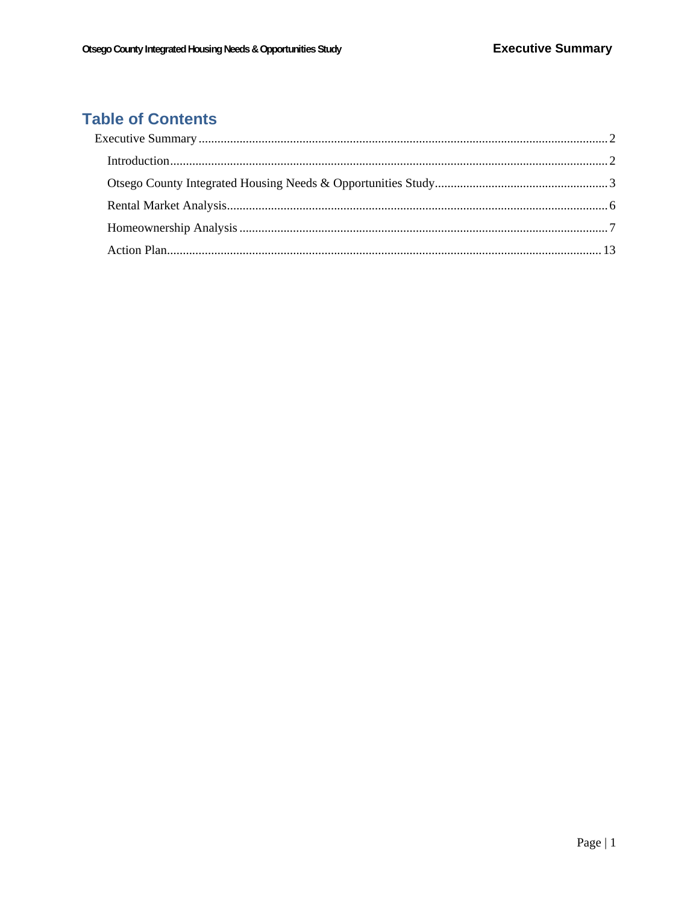# Table of Contents

Executive Summary ... 2

- Introduction ... 2
- Otsego County Integrated Housing Needs & Opportunities Study ... 3
- Rental Market Analysis ... 6
- Homeownership Analysis ... 7
- Action Plan ... 13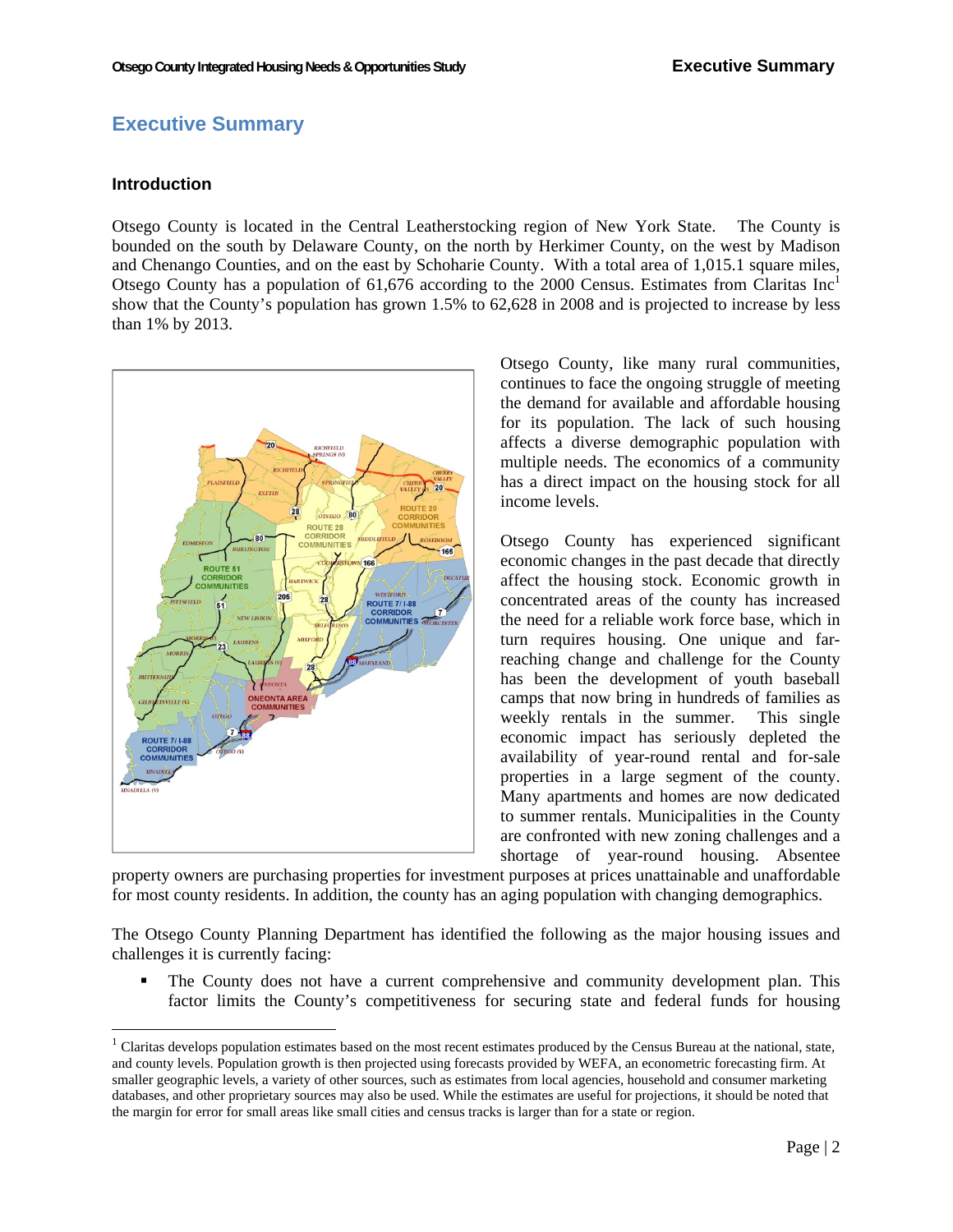# Executive Summary

## Introduction

Otsego County is located in the Central Leatherstocking region of New York State. The County is bounded on the south by Delaware County, on the north by Herkimer County, on the west by Madison and Chenango Counties, and on the east by Schoharie County. With a total area of 1,015.1 square miles, Otsego County has a population of 61,676 according to the 2000 Census. Estimates from Claritas Inc[1] show that the County's population has grown 1.5% to 62,628 in 2008 and is projected to increase by less than 1% by 2013.

Otsego County, like many rural communities, continues to face the ongoing struggle of meeting the demand for available and affordable housing for its population. The lack of such housing affects a diverse demographic population with multiple needs. The economics of a community has a direct impact on the housing stock for all income levels.

Otsego County has experienced significant economic changes in the past decade that directly affect the housing stock. Economic growth in concentrated areas of the county has increased the need for a reliable work force base, which in turn requires housing. One unique and far-reaching change and challenge for the County has been the development of youth baseball camps that now bring in hundreds of families as weekly rentals in the summer. This single economic impact has seriously depleted the availability of year-round rental and for-sale properties in a large segment of the county. Many apartments and homes are now dedicated to summer rentals. Municipalities in the County are confronted with new zoning challenges and a shortage of year-round housing. Absentee property owners are purchasing properties for investment purposes at prices unattainable and unaffordable for most county residents. In addition, the county has an aging population with changing demographics.

The Otsego County Planning Department has identified the following as the major housing issues and challenges it is currently facing:

- The County does not have a current comprehensive and community development plan. This factor limits the County's competitiveness for securing state and federal funds for housing

[1] Claritas develops population estimates based on the most recent estimates produced by the Census Bureau at the national, state, and county levels. Population growth is then projected using forecasts provided by WEFA, an econometric forecasting firm. At smaller geographic levels, a variety of other sources, such as estimates from local agencies, household and consumer marketing databases, and other proprietary sources may also be used. While the estimates are useful for projections, it should be noted that the margin for error for small areas like small cities and census tracks is larger than for a state or region.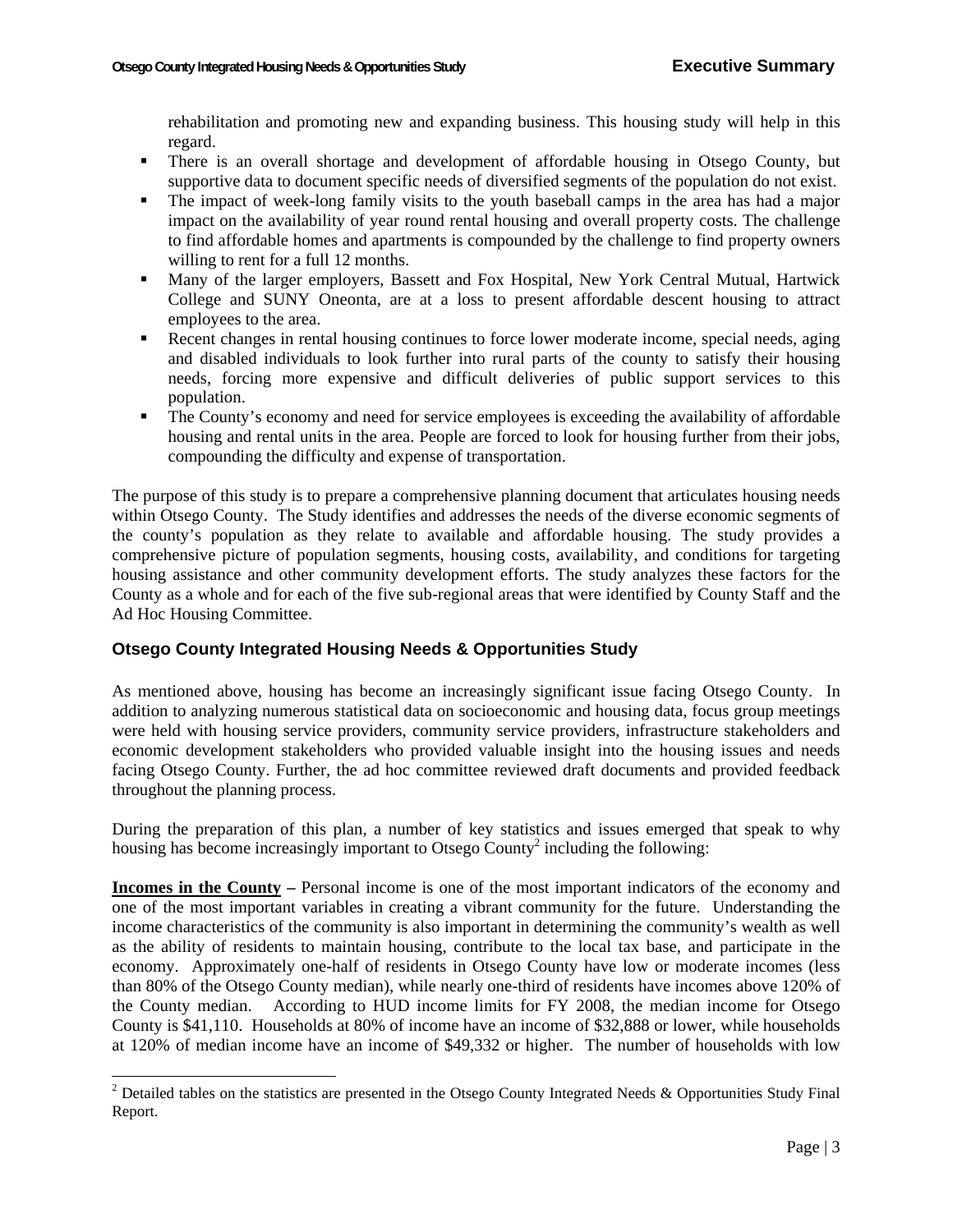rehabilitation and promoting new and expanding business. This housing study will help in this regard.

- There is an overall shortage and development of affordable housing in Otsego County, but supportive data to document specific needs of diversified segments of the population do not exist.
- The impact of week-long family visits to the youth baseball camps in the area has had a major impact on the availability of year round rental housing and overall property costs. The challenge to find affordable homes and apartments is compounded by the challenge to find property owners willing to rent for a full 12 months.
- Many of the larger employers, Bassett and Fox Hospital, New York Central Mutual, Hartwick College and SUNY Oneonta, are at a loss to present affordable descent housing to attract employees to the area.
- Recent changes in rental housing continues to force lower moderate income, special needs, aging and disabled individuals to look further into rural parts of the county to satisfy their housing needs, forcing more expensive and difficult deliveries of public support services to this population.
- The County's economy and need for service employees is exceeding the availability of affordable housing and rental units in the area. People are forced to look for housing further from their jobs, compounding the difficulty and expense of transportation.

The purpose of this study is to prepare a comprehensive planning document that articulates housing needs within Otsego County. The Study identifies and addresses the needs of the diverse economic segments of the county's population as they relate to available and affordable housing. The study provides a comprehensive picture of population segments, housing costs, availability, and conditions for targeting housing assistance and other community development efforts. The study analyzes these factors for the County as a whole and for each of the five sub-regional areas that were identified by County Staff and the Ad Hoc Housing Committee.

### Otsego County Integrated Housing Needs & Opportunities Study

As mentioned above, housing has become an increasingly significant issue facing Otsego County. In addition to analyzing numerous statistical data on socioeconomic and housing data, focus group meetings were held with housing service providers, community service providers, infrastructure stakeholders and economic development stakeholders who provided valuable insight into the housing issues and needs facing Otsego County. Further, the ad hoc committee reviewed draft documents and provided feedback throughout the planning process.

During the preparation of this plan, a number of key statistics and issues emerged that speak to why housing has become increasingly important to Otsego County[2] including the following:

**Incomes in the County –** Personal income is one of the most important indicators of the economy and one of the most important variables in creating a vibrant community for the future. Understanding the income characteristics of the community is also important in determining the community's wealth as well as the ability of residents to maintain housing, contribute to the local tax base, and participate in the economy. Approximately one-half of residents in Otsego County have low or moderate incomes (less than 80% of the Otsego County median), while nearly one-third of residents have incomes above 120% of the County median. According to HUD income limits for FY 2008, the median income for Otsego County is $41,110. Households at 80% of income have an income of $32,888 or lower, while households at 120% of median income have an income of $49,332 or higher. The number of households with low

[2] Detailed tables on the statistics are presented in the Otsego County Integrated Needs & Opportunities Study Final Report.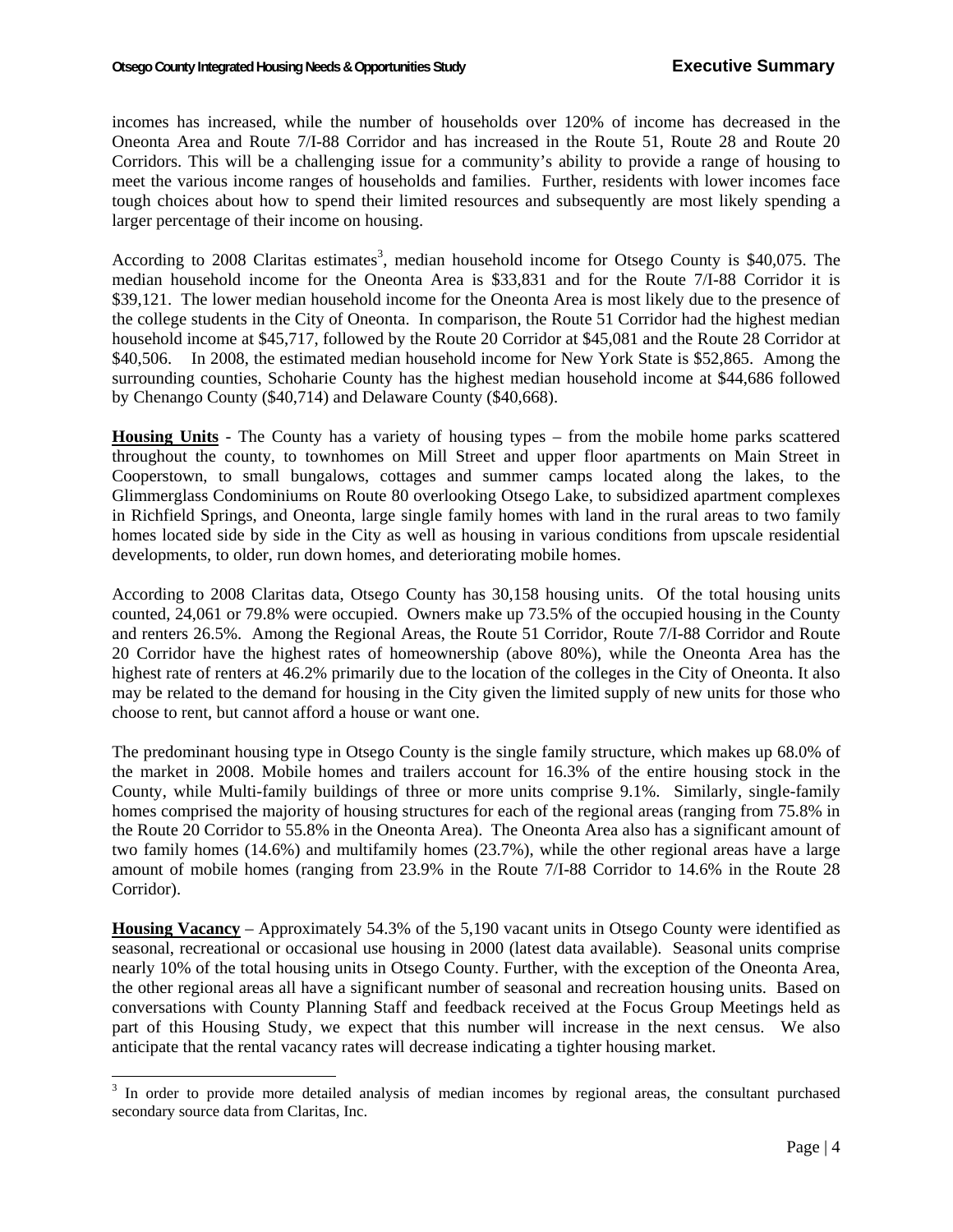incomes has increased, while the number of households over 120% of income has decreased in the Oneonta Area and Route 7/I-88 Corridor and has increased in the Route 51, Route 28 and Route 20 Corridors. This will be a challenging issue for a community's ability to provide a range of housing to meet the various income ranges of households and families. Further, residents with lower incomes face tough choices about how to spend their limited resources and subsequently are most likely spending a larger percentage of their income on housing.

According to 2008 Claritas estimates[3], median household income for Otsego County is $40,075. The median household income for the Oneonta Area is $33,831 and for the Route 7/I-88 Corridor it is $39,121. The lower median household income for the Oneonta Area is most likely due to the presence of the college students in the City of Oneonta. In comparison, the Route 51 Corridor had the highest median household income at $45,717, followed by the Route 20 Corridor at $45,081 and the Route 28 Corridor at $40,506. In 2008, the estimated median household income for New York State is $52,865. Among the surrounding counties, Schoharie County has the highest median household income at $44,686 followed by Chenango County ($40,714) and Delaware County ($40,668).

**Housing Units** - The County has a variety of housing types – from the mobile home parks scattered throughout the county, to townhomes on Mill Street and upper floor apartments on Main Street in Cooperstown, to small bungalows, cottages and summer camps located along the lakes, to the Glimmerglass Condominiums on Route 80 overlooking Otsego Lake, to subsidized apartment complexes in Richfield Springs, and Oneonta, large single family homes with land in the rural areas to two family homes located side by side in the City as well as housing in various conditions from upscale residential developments, to older, run down homes, and deteriorating mobile homes.

According to 2008 Claritas data, Otsego County has 30,158 housing units. Of the total housing units counted, 24,061 or 79.8% were occupied. Owners make up 73.5% of the occupied housing in the County and renters 26.5%. Among the Regional Areas, the Route 51 Corridor, Route 7/I-88 Corridor and Route 20 Corridor have the highest rates of homeownership (above 80%), while the Oneonta Area has the highest rate of renters at 46.2% primarily due to the location of the colleges in the City of Oneonta. It also may be related to the demand for housing in the City given the limited supply of new units for those who choose to rent, but cannot afford a house or want one.

The predominant housing type in Otsego County is the single family structure, which makes up 68.0% of the market in 2008. Mobile homes and trailers account for 16.3% of the entire housing stock in the County, while Multi-family buildings of three or more units comprise 9.1%. Similarly, single-family homes comprised the majority of housing structures for each of the regional areas (ranging from 75.8% in the Route 20 Corridor to 55.8% in the Oneonta Area). The Oneonta Area also has a significant amount of two family homes (14.6%) and multifamily homes (23.7%), while the other regional areas have a large amount of mobile homes (ranging from 23.9% in the Route 7/I-88 Corridor to 14.6% in the Route 28 Corridor).

**Housing Vacancy** – Approximately 54.3% of the 5,190 vacant units in Otsego County were identified as seasonal, recreational or occasional use housing in 2000 (latest data available). Seasonal units comprise nearly 10% of the total housing units in Otsego County. Further, with the exception of the Oneonta Area, the other regional areas all have a significant number of seasonal and recreation housing units. Based on conversations with County Planning Staff and feedback received at the Focus Group Meetings held as part of this Housing Study, we expect that this number will increase in the next census. We also anticipate that the rental vacancy rates will decrease indicating a tighter housing market.

[3] In order to provide more detailed analysis of median incomes by regional areas, the consultant purchased secondary source data from Claritas, Inc.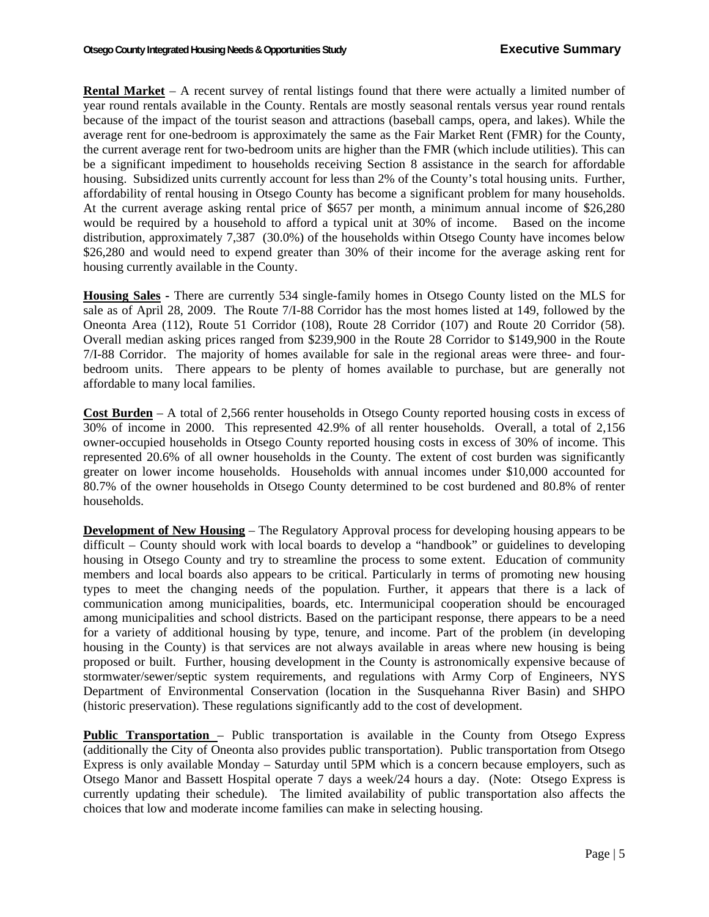**Rental Market** – A recent survey of rental listings found that there were actually a limited number of year round rentals available in the County. Rentals are mostly seasonal rentals versus year round rentals because of the impact of the tourist season and attractions (baseball camps, opera, and lakes). While the average rent for one-bedroom is approximately the same as the Fair Market Rent (FMR) for the County, the current average rent for two-bedroom units are higher than the FMR (which include utilities). This can be a significant impediment to households receiving Section 8 assistance in the search for affordable housing. Subsidized units currently account for less than 2% of the County's total housing units. Further, affordability of rental housing in Otsego County has become a significant problem for many households. At the current average asking rental price of $657 per month, a minimum annual income of $26,280 would be required by a household to afford a typical unit at 30% of income. Based on the income distribution, approximately 7,387 (30.0%) of the households within Otsego County have incomes below $26,280 and would need to expend greater than 30% of their income for the average asking rent for housing currently available in the County.

**Housing Sales** - There are currently 534 single-family homes in Otsego County listed on the MLS for sale as of April 28, 2009. The Route 7/I-88 Corridor has the most homes listed at 149, followed by the Oneonta Area (112), Route 51 Corridor (108), Route 28 Corridor (107) and Route 20 Corridor (58). Overall median asking prices ranged from $239,900 in the Route 28 Corridor to $149,900 in the Route 7/I-88 Corridor. The majority of homes available for sale in the regional areas were three- and four-bedroom units. There appears to be plenty of homes available to purchase, but are generally not affordable to many local families.

**Cost Burden** – A total of 2,566 renter households in Otsego County reported housing costs in excess of 30% of income in 2000. This represented 42.9% of all renter households. Overall, a total of 2,156 owner-occupied households in Otsego County reported housing costs in excess of 30% of income. This represented 20.6% of all owner households in the County. The extent of cost burden was significantly greater on lower income households. Households with annual incomes under $10,000 accounted for 80.7% of the owner households in Otsego County determined to be cost burdened and 80.8% of renter households.

**Development of New Housing** – The Regulatory Approval process for developing housing appears to be difficult – County should work with local boards to develop a "handbook" or guidelines to developing housing in Otsego County and try to streamline the process to some extent. Education of community members and local boards also appears to be critical. Particularly in terms of promoting new housing types to meet the changing needs of the population. Further, it appears that there is a lack of communication among municipalities, boards, etc. Intermunicipal cooperation should be encouraged among municipalities and school districts. Based on the participant response, there appears to be a need for a variety of additional housing by type, tenure, and income. Part of the problem (in developing housing in the County) is that services are not always available in areas where new housing is being proposed or built. Further, housing development in the County is astronomically expensive because of stormwater/sewer/septic system requirements, and regulations with Army Corp of Engineers, NYS Department of Environmental Conservation (location in the Susquehanna River Basin) and SHPO (historic preservation). These regulations significantly add to the cost of development.

**Public Transportation** – Public transportation is available in the County from Otsego Express (additionally the City of Oneonta also provides public transportation). Public transportation from Otsego Express is only available Monday – Saturday until 5PM which is a concern because employers, such as Otsego Manor and Bassett Hospital operate 7 days a week/24 hours a day. (Note: Otsego Express is currently updating their schedule). The limited availability of public transportation also affects the choices that low and moderate income families can make in selecting housing.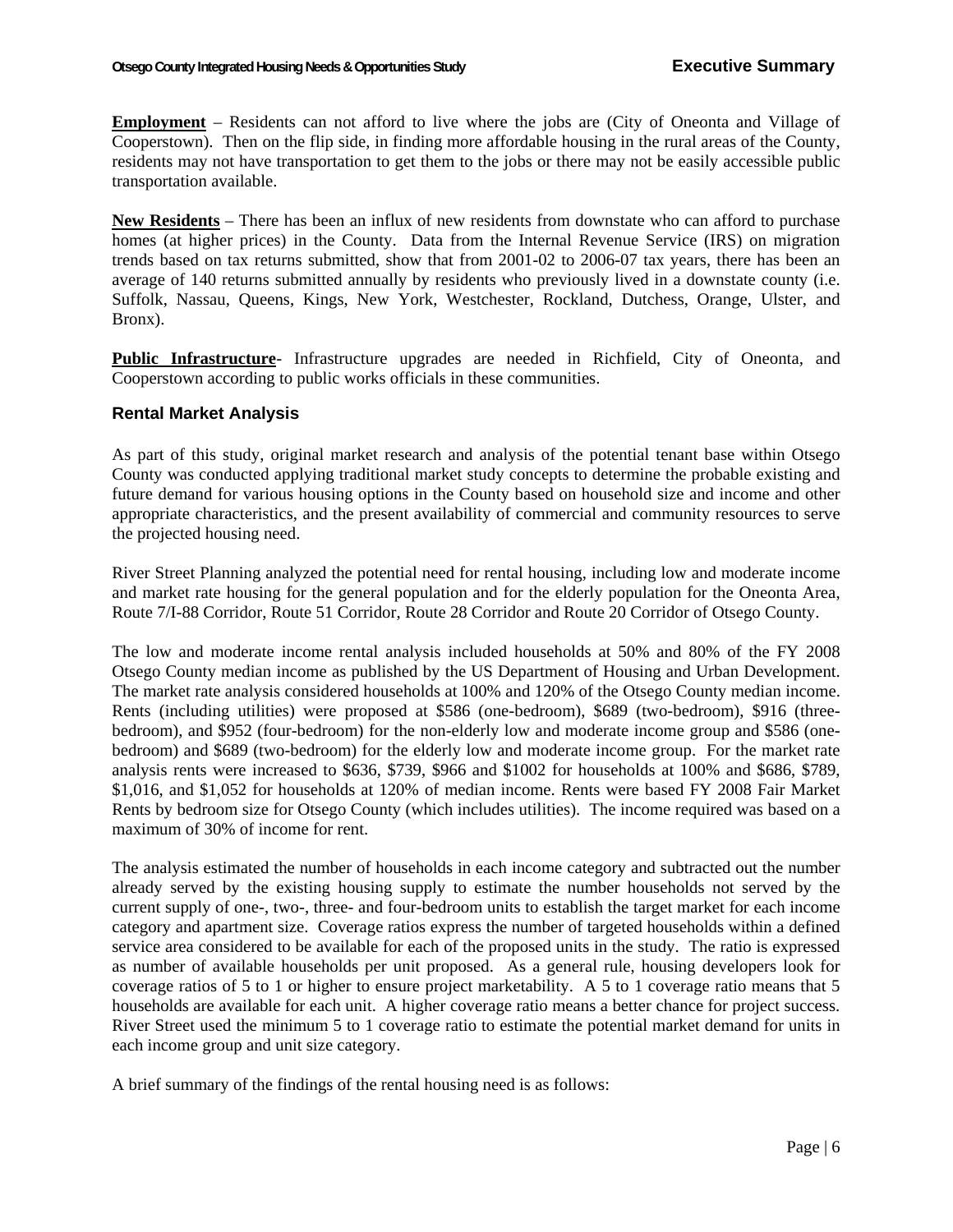**Employment** – Residents can not afford to live where the jobs are (City of Oneonta and Village of Cooperstown). Then on the flip side, in finding more affordable housing in the rural areas of the County, residents may not have transportation to get them to the jobs or there may not be easily accessible public transportation available.

**New Residents** – There has been an influx of new residents from downstate who can afford to purchase homes (at higher prices) in the County. Data from the Internal Revenue Service (IRS) on migration trends based on tax returns submitted, show that from 2001-02 to 2006-07 tax years, there has been an average of 140 returns submitted annually by residents who previously lived in a downstate county (i.e. Suffolk, Nassau, Queens, Kings, New York, Westchester, Rockland, Dutchess, Orange, Ulster, and Bronx).

**Public Infrastructure**- Infrastructure upgrades are needed in Richfield, City of Oneonta, and Cooperstown according to public works officials in these communities.

## Rental Market Analysis

As part of this study, original market research and analysis of the potential tenant base within Otsego County was conducted applying traditional market study concepts to determine the probable existing and future demand for various housing options in the County based on household size and income and other appropriate characteristics, and the present availability of commercial and community resources to serve the projected housing need.

River Street Planning analyzed the potential need for rental housing, including low and moderate income and market rate housing for the general population and for the elderly population for the Oneonta Area, Route 7/I-88 Corridor, Route 51 Corridor, Route 28 Corridor and Route 20 Corridor of Otsego County.

The low and moderate income rental analysis included households at 50% and 80% of the FY 2008 Otsego County median income as published by the US Department of Housing and Urban Development. The market rate analysis considered households at 100% and 120% of the Otsego County median income. Rents (including utilities) were proposed at $586 (one-bedroom), $689 (two-bedroom), $916 (three-bedroom), and $952 (four-bedroom) for the non-elderly low and moderate income group and $586 (one-bedroom) and $689 (two-bedroom) for the elderly low and moderate income group. For the market rate analysis rents were increased to $636, $739, $966 and $1002 for households at 100% and $686, $789, $1,016, and $1,052 for households at 120% of median income. Rents were based FY 2008 Fair Market Rents by bedroom size for Otsego County (which includes utilities). The income required was based on a maximum of 30% of income for rent.

The analysis estimated the number of households in each income category and subtracted out the number already served by the existing housing supply to estimate the number households not served by the current supply of one-, two-, three- and four-bedroom units to establish the target market for each income category and apartment size. Coverage ratios express the number of targeted households within a defined service area considered to be available for each of the proposed units in the study. The ratio is expressed as number of available households per unit proposed. As a general rule, housing developers look for coverage ratios of 5 to 1 or higher to ensure project marketability. A 5 to 1 coverage ratio means that 5 households are available for each unit. A higher coverage ratio means a better chance for project success. River Street used the minimum 5 to 1 coverage ratio to estimate the potential market demand for units in each income group and unit size category.

A brief summary of the findings of the rental housing need is as follows: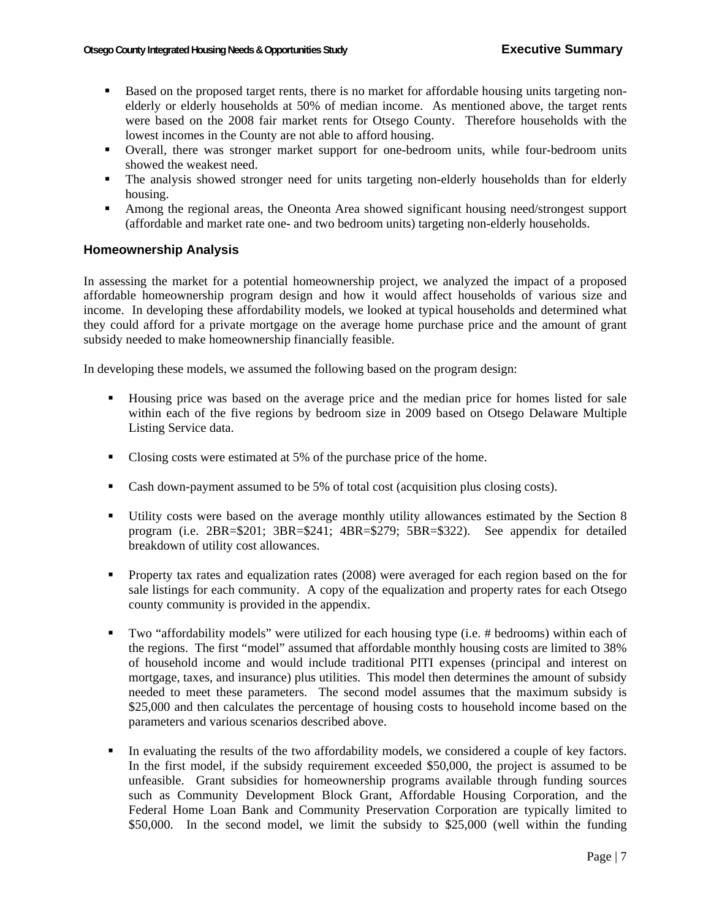- Based on the proposed target rents, there is no market for affordable housing units targeting non-elderly or elderly households at 50% of median income. As mentioned above, the target rents were based on the 2008 fair market rents for Otsego County. Therefore households with the lowest incomes in the County are not able to afford housing.
- Overall, there was stronger market support for one-bedroom units, while four-bedroom units showed the weakest need.
- The analysis showed stronger need for units targeting non-elderly households than for elderly housing.
- Among the regional areas, the Oneonta Area showed significant housing need/strongest support (affordable and market rate one- and two bedroom units) targeting non-elderly households.

### Homeownership Analysis

In assessing the market for a potential homeownership project, we analyzed the impact of a proposed affordable homeownership program design and how it would affect households of various size and income. In developing these affordability models, we looked at typical households and determined what they could afford for a private mortgage on the average home purchase price and the amount of grant subsidy needed to make homeownership financially feasible.

In developing these models, we assumed the following based on the program design:

- Housing price was based on the average price and the median price for homes listed for sale within each of the five regions by bedroom size in 2009 based on Otsego Delaware Multiple Listing Service data.
- Closing costs were estimated at 5% of the purchase price of the home.
- Cash down-payment assumed to be 5% of total cost (acquisition plus closing costs).
- Utility costs were based on the average monthly utility allowances estimated by the Section 8 program (i.e. 2BR=$201; 3BR=$241; 4BR=$279; 5BR=$322). See appendix for detailed breakdown of utility cost allowances.
- Property tax rates and equalization rates (2008) were averaged for each region based on the for sale listings for each community. A copy of the equalization and property rates for each Otsego county community is provided in the appendix.
- Two "affordability models" were utilized for each housing type (i.e. # bedrooms) within each of the regions. The first "model" assumed that affordable monthly housing costs are limited to 38% of household income and would include traditional PITI expenses (principal and interest on mortgage, taxes, and insurance) plus utilities. This model then determines the amount of subsidy needed to meet these parameters. The second model assumes that the maximum subsidy is $25,000 and then calculates the percentage of housing costs to household income based on the parameters and various scenarios described above.
- In evaluating the results of the two affordability models, we considered a couple of key factors. In the first model, if the subsidy requirement exceeded $50,000, the project is assumed to be unfeasible. Grant subsidies for homeownership programs available through funding sources such as Community Development Block Grant, Affordable Housing Corporation, and the Federal Home Loan Bank and Community Preservation Corporation are typically limited to $50,000. In the second model, we limit the subsidy to $25,000 (well within the funding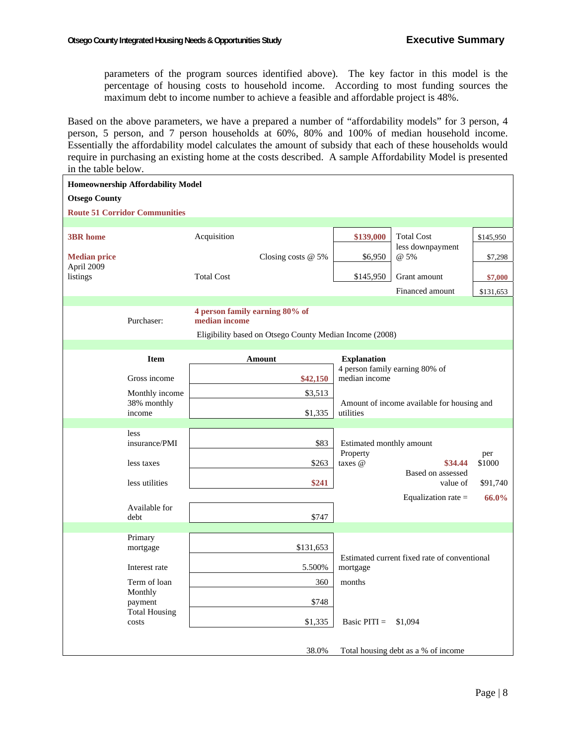parameters of the program sources identified above). The key factor in this model is the percentage of housing costs to household income. According to most funding sources the maximum debt to income number to achieve a feasible and affordable project is 48%.

Based on the above parameters, we have a prepared a number of "affordability models" for 3 person, 4 person, 5 person, and 7 person households at 60%, 80% and 100% of median household income. Essentially the affordability model calculates the amount of subsidy that each of these households would require in purchasing an existing home at the costs described. A sample Affordability Model is presented in the table below.

**Homeownership Affordability Model**

**Otsego County**

**Route 51 Corridor Communities**

| | | | | |
|---|---|---|---|---|
| **3BR home** | Acquisition | **$139,000** | Total Cost | $145,950 |
| **Median price** April 2009 listings | Closing costs @ 5% | $6,950 | less downpayment @ 5% | $7,298 |
| | Total Cost | $145,950 | Grant amount | **$7,000** |
| | | | Financed amount | $131,653 |

Purchaser: **4 person family earning 80% of median income**

Eligibility based on Otsego County Median Income (2008)

| Item | Amount | Explanation | | |
|---|---|---|---|---|
| Gross income | **$42,150** | 4 person family earning 80% of median income | | |
| Monthly income | $3,513 | | | |
| 38% monthly income | $1,335 | Amount of income available for housing and utilities | | |
| less insurance/PMI | $83 | Estimated monthly amount | | |
| less taxes | $263 | Property taxes @ | **$34.44** | per $1000 |
| less utilities | **$241** | | Based on assessed value of | $91,740 |
| | | | Equalization rate = | **66.0%** |
| Available for debt | $747 | | | |
| Primary mortgage | $131,653 | | | |
| Interest rate | 5.500% | Estimated current fixed rate of conventional mortgage | | |
| Term of loan | 360 | months | | |
| Monthly payment | $748 | | | |
| Total Housing costs | $1,335 | Basic PITI = | $1,094 | |
| | 38.0% | Total housing debt as a % of income | | |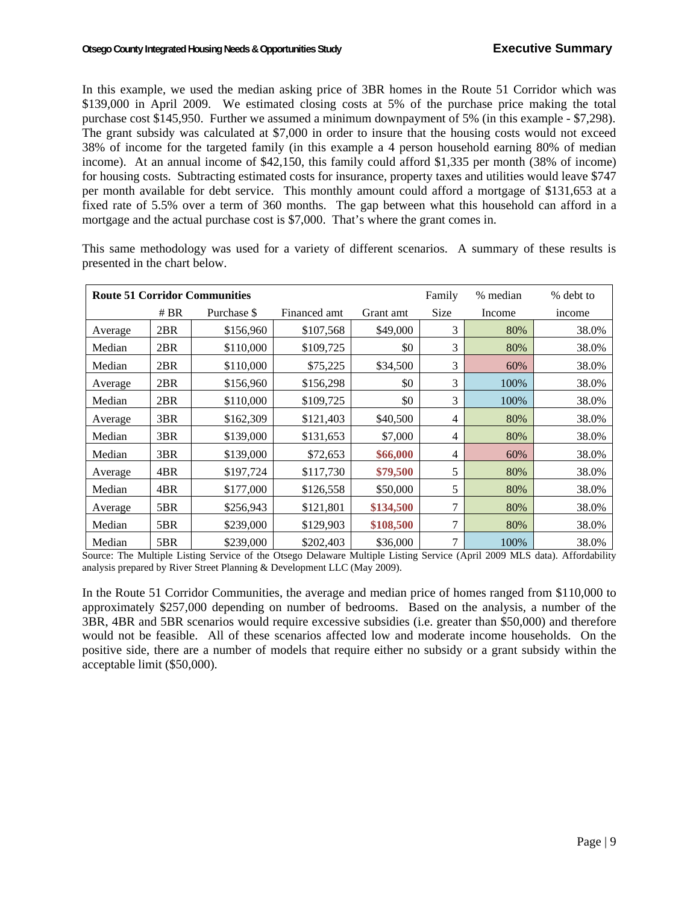In this example, we used the median asking price of 3BR homes in the Route 51 Corridor which was $139,000 in April 2009. We estimated closing costs at 5% of the purchase price making the total purchase cost $145,950. Further we assumed a minimum downpayment of 5% (in this example - $7,298). The grant subsidy was calculated at $7,000 in order to insure that the housing costs would not exceed 38% of income for the targeted family (in this example a 4 person household earning 80% of median income). At an annual income of $42,150, this family could afford $1,335 per month (38% of income) for housing costs. Subtracting estimated costs for insurance, property taxes and utilities would leave $747 per month available for debt service. This monthly amount could afford a mortgage of $131,653 at a fixed rate of 5.5% over a term of 360 months. The gap between what this household can afford in a mortgage and the actual purchase cost is $7,000. That's where the grant comes in.

This same methodology was used for a variety of different scenarios. A summary of these results is presented in the chart below.

| **Route 51 Corridor Communities** | | | | | Family | % median | % debt to |
|---|---|---|---|---|---|---|---|
| | # BR | Purchase $ | Financed amt | Grant amt | Size | Income | income |
| Average | 2BR | $156,960 | $107,568 | $49,000 | 3 | 80% | 38.0% |
| Median | 2BR | $110,000 | $109,725 | $0 | 3 | 80% | 38.0% |
| Median | 2BR | $110,000 | $75,225 | $34,500 | 3 | 60% | 38.0% |
| Average | 2BR | $156,960 | $156,298 | $0 | 3 | 100% | 38.0% |
| Median | 2BR | $110,000 | $109,725 | $0 | 3 | 100% | 38.0% |
| Average | 3BR | $162,309 | $121,403 | $40,500 | 4 | 80% | 38.0% |
| Median | 3BR | $139,000 | $131,653 | $7,000 | 4 | 80% | 38.0% |
| Median | 3BR | $139,000 | $72,653 | **$66,000** | 4 | 60% | 38.0% |
| Average | 4BR | $197,724 | $117,730 | **$79,500** | 5 | 80% | 38.0% |
| Median | 4BR | $177,000 | $126,558 | $50,000 | 5 | 80% | 38.0% |
| Average | 5BR | $256,943 | $121,801 | **$134,500** | 7 | 80% | 38.0% |
| Median | 5BR | $239,000 | $129,903 | **$108,500** | 7 | 80% | 38.0% |
| Median | 5BR | $239,000 | $202,403 | $36,000 | 7 | 100% | 38.0% |

Source: The Multiple Listing Service of the Otsego Delaware Multiple Listing Service (April 2009 MLS data). Affordability analysis prepared by River Street Planning & Development LLC (May 2009).

In the Route 51 Corridor Communities, the average and median price of homes ranged from $110,000 to approximately $257,000 depending on number of bedrooms. Based on the analysis, a number of the 3BR, 4BR and 5BR scenarios would require excessive subsidies (i.e. greater than $50,000) and therefore would not be feasible. All of these scenarios affected low and moderate income households. On the positive side, there are a number of models that require either no subsidy or a grant subsidy within the acceptable limit ($50,000).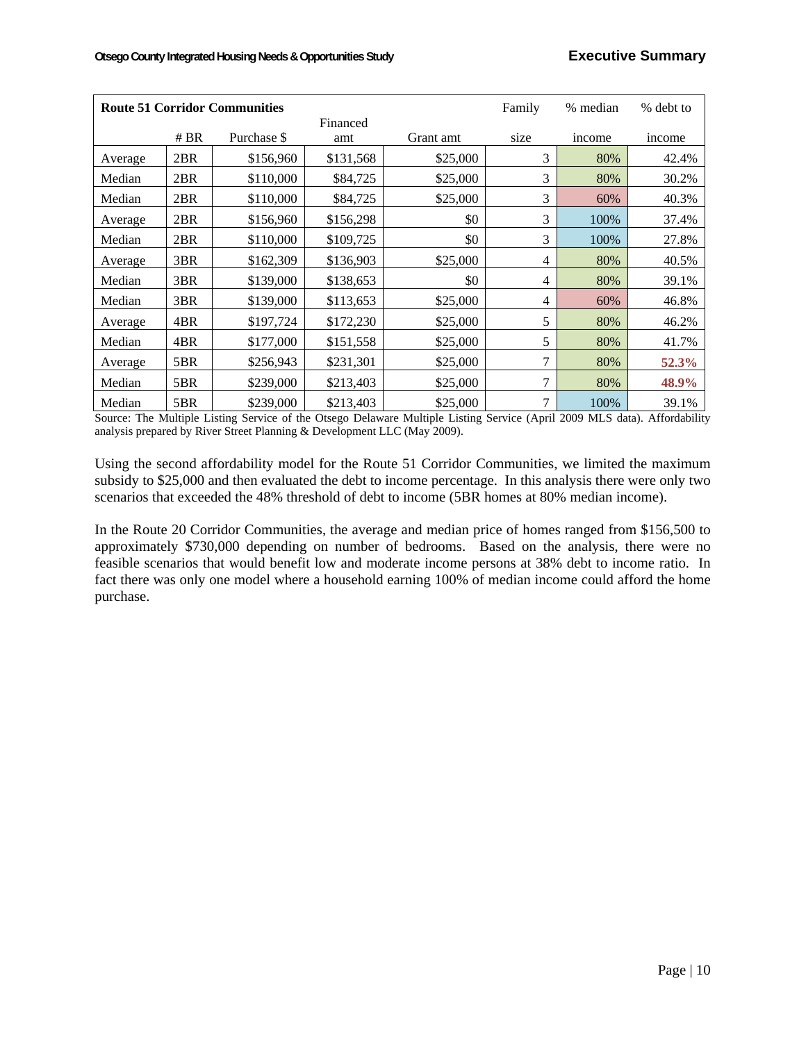| **Route 51 Corridor Communities** | | | | | Family | % median | % debt to |
|---|---|---|---|---|---|---|---|
| | # BR | Purchase $ | Financed amt | Grant amt | size | income | income |
| Average | 2BR | $156,960 | $131,568 | $25,000 | 3 | 80% | 42.4% |
| Median | 2BR | $110,000 | $84,725 | $25,000 | 3 | 80% | 30.2% |
| Median | 2BR | $110,000 | $84,725 | $25,000 | 3 | 60% | 40.3% |
| Average | 2BR | $156,960 | $156,298 | $0 | 3 | 100% | 37.4% |
| Median | 2BR | $110,000 | $109,725 | $0 | 3 | 100% | 27.8% |
| Average | 3BR | $162,309 | $136,903 | $25,000 | 4 | 80% | 40.5% |
| Median | 3BR | $139,000 | $138,653 | $0 | 4 | 80% | 39.1% |
| Median | 3BR | $139,000 | $113,653 | $25,000 | 4 | 60% | 46.8% |
| Average | 4BR | $197,724 | $172,230 | $25,000 | 5 | 80% | 46.2% |
| Median | 4BR | $177,000 | $151,558 | $25,000 | 5 | 80% | 41.7% |
| Average | 5BR | $256,943 | $231,301 | $25,000 | 7 | 80% | **52.3%** |
| Median | 5BR | $239,000 | $213,403 | $25,000 | 7 | 80% | **48.9%** |
| Median | 5BR | $239,000 | $213,403 | $25,000 | 7 | 100% | 39.1% |

Source: The Multiple Listing Service of the Otsego Delaware Multiple Listing Service (April 2009 MLS data). Affordability analysis prepared by River Street Planning & Development LLC (May 2009).

Using the second affordability model for the Route 51 Corridor Communities, we limited the maximum subsidy to $25,000 and then evaluated the debt to income percentage. In this analysis there were only two scenarios that exceeded the 48% threshold of debt to income (5BR homes at 80% median income).

In the Route 20 Corridor Communities, the average and median price of homes ranged from $156,500 to approximately $730,000 depending on number of bedrooms. Based on the analysis, there were no feasible scenarios that would benefit low and moderate income persons at 38% debt to income ratio. In fact there was only one model where a household earning 100% of median income could afford the home purchase.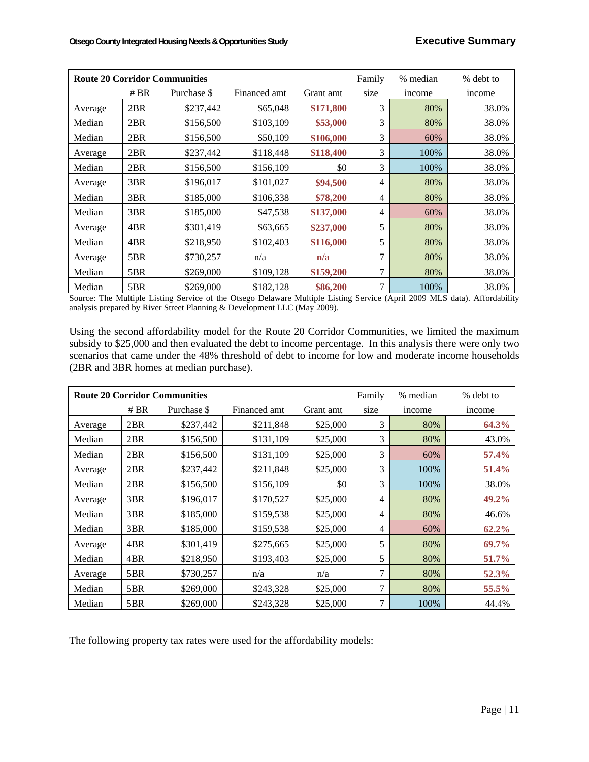| Route 20 Corridor Communities | | | | | Family | % median | % debt to |
|---|---|---|---|---|---|---|---|
| | # BR | Purchase $ | Financed amt | Grant amt | size | income | income |
| Average | 2BR | $237,442 | $65,048 | **$171,800** | 3 | 80% | 38.0% |
| Median | 2BR | $156,500 | $103,109 | **$53,000** | 3 | 80% | 38.0% |
| Median | 2BR | $156,500 | $50,109 | **$106,000** | 3 | 60% | 38.0% |
| Average | 2BR | $237,442 | $118,448 | **$118,400** | 3 | 100% | 38.0% |
| Median | 2BR | $156,500 | $156,109 | $0 | 3 | 100% | 38.0% |
| Average | 3BR | $196,017 | $101,027 | **$94,500** | 4 | 80% | 38.0% |
| Median | 3BR | $185,000 | $106,338 | **$78,200** | 4 | 80% | 38.0% |
| Median | 3BR | $185,000 | $47,538 | **$137,000** | 4 | 60% | 38.0% |
| Average | 4BR | $301,419 | $63,665 | **$237,000** | 5 | 80% | 38.0% |
| Median | 4BR | $218,950 | $102,403 | **$116,000** | 5 | 80% | 38.0% |
| Average | 5BR | $730,257 | n/a | **n/a** | 7 | 80% | 38.0% |
| Median | 5BR | $269,000 | $109,128 | **$159,200** | 7 | 80% | 38.0% |
| Median | 5BR | $269,000 | $182,128 | **$86,200** | 7 | 100% | 38.0% |

Source: The Multiple Listing Service of the Otsego Delaware Multiple Listing Service (April 2009 MLS data). Affordability analysis prepared by River Street Planning & Development LLC (May 2009).

Using the second affordability model for the Route 20 Corridor Communities, we limited the maximum subsidy to $25,000 and then evaluated the debt to income percentage. In this analysis there were only two scenarios that came under the 48% threshold of debt to income for low and moderate income households (2BR and 3BR homes at median purchase).

| Route 20 Corridor Communities | | | | | Family | % median | % debt to |
|---|---|---|---|---|---|---|---|
| | # BR | Purchase $ | Financed amt | Grant amt | size | income | income |
| Average | 2BR | $237,442 | $211,848 | $25,000 | 3 | 80% | **64.3%** |
| Median | 2BR | $156,500 | $131,109 | $25,000 | 3 | 80% | 43.0% |
| Median | 2BR | $156,500 | $131,109 | $25,000 | 3 | 60% | **57.4%** |
| Average | 2BR | $237,442 | $211,848 | $25,000 | 3 | 100% | **51.4%** |
| Median | 2BR | $156,500 | $156,109 | $0 | 3 | 100% | 38.0% |
| Average | 3BR | $196,017 | $170,527 | $25,000 | 4 | 80% | **49.2%** |
| Median | 3BR | $185,000 | $159,538 | $25,000 | 4 | 80% | 46.6% |
| Median | 3BR | $185,000 | $159,538 | $25,000 | 4 | 60% | **62.2%** |
| Average | 4BR | $301,419 | $275,665 | $25,000 | 5 | 80% | **69.7%** |
| Median | 4BR | $218,950 | $193,403 | $25,000 | 5 | 80% | **51.7%** |
| Average | 5BR | $730,257 | n/a | n/a | 7 | 80% | **52.3%** |
| Median | 5BR | $269,000 | $243,328 | $25,000 | 7 | 80% | **55.5%** |
| Median | 5BR | $269,000 | $243,328 | $25,000 | 7 | 100% | 44.4% |

The following property tax rates were used for the affordability models: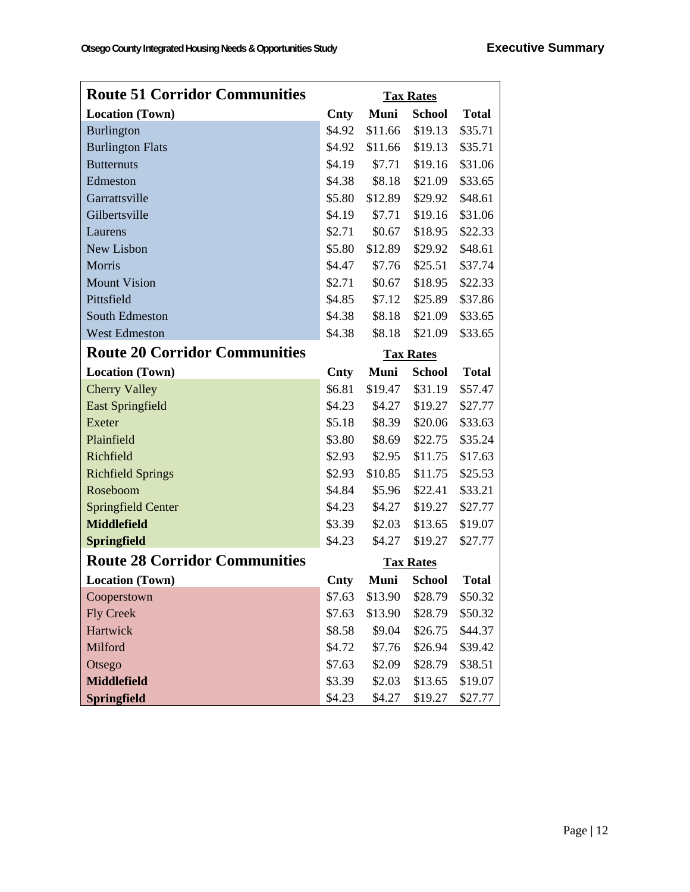| Route 51 Corridor Communities | Tax Rates | | | |
|---|---|---|---|---|
| **Location (Town)** | **Cnty** | **Muni** | **School** | **Total** |
| Burlington | $4.92 | $11.66 | $19.13 | $35.71 |
| Burlington Flats | $4.92 | $11.66 | $19.13 | $35.71 |
| Butternuts | $4.19 | $7.71 | $19.16 | $31.06 |
| Edmeston | $4.38 | $8.18 | $21.09 | $33.65 |
| Garrattsville | $5.80 | $12.89 | $29.92 | $48.61 |
| Gilbertsville | $4.19 | $7.71 | $19.16 | $31.06 |
| Laurens | $2.71 | $0.67 | $18.95 | $22.33 |
| New Lisbon | $5.80 | $12.89 | $29.92 | $48.61 |
| Morris | $4.47 | $7.76 | $25.51 | $37.74 |
| Mount Vision | $2.71 | $0.67 | $18.95 | $22.33 |
| Pittsfield | $4.85 | $7.12 | $25.89 | $37.86 |
| South Edmeston | $4.38 | $8.18 | $21.09 | $33.65 |
| West Edmeston | $4.38 | $8.18 | $21.09 | $33.65 |
| **Route 20 Corridor Communities** | **Tax Rates** | | | |
| **Location (Town)** | **Cnty** | **Muni** | **School** | **Total** |
| Cherry Valley | $6.81 | $19.47 | $31.19 | $57.47 |
| East Springfield | $4.23 | $4.27 | $19.27 | $27.77 |
| Exeter | $5.18 | $8.39 | $20.06 | $33.63 |
| Plainfield | $3.80 | $8.69 | $22.75 | $35.24 |
| Richfield | $2.93 | $2.95 | $11.75 | $17.63 |
| Richfield Springs | $2.93 | $10.85 | $11.75 | $25.53 |
| Roseboom | $4.84 | $5.96 | $22.41 | $33.21 |
| Springfield Center | $4.23 | $4.27 | $19.27 | $27.77 |
| **Middlefield** | $3.39 | $2.03 | $13.65 | $19.07 |
| **Springfield** | $4.23 | $4.27 | $19.27 | $27.77 |
| **Route 28 Corridor Communities** | **Tax Rates** | | | |
| **Location (Town)** | **Cnty** | **Muni** | **School** | **Total** |
| Cooperstown | $7.63 | $13.90 | $28.79 | $50.32 |
| Fly Creek | $7.63 | $13.90 | $28.79 | $50.32 |
| Hartwick | $8.58 | $9.04 | $26.75 | $44.37 |
| Milford | $4.72 | $7.76 | $26.94 | $39.42 |
| Otsego | $7.63 | $2.09 | $28.79 | $38.51 |
| **Middlefield** | $3.39 | $2.03 | $13.65 | $19.07 |
| **Springfield** | $4.23 | $4.27 | $19.27 | $27.77 |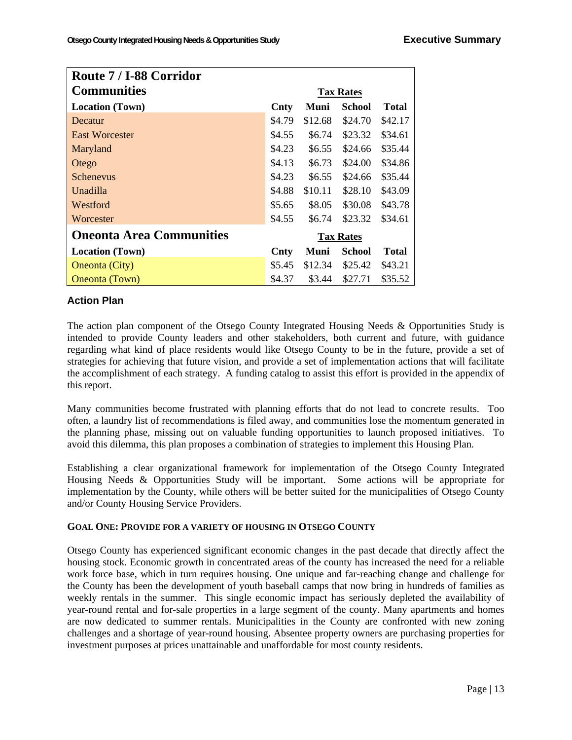| Route 7 / I-88 Corridor Communities | Tax Rates | | | |
|---|---|---|---|---|
| **Location (Town)** | **Cnty** | **Muni** | **School** | **Total** |
| Decatur | $4.79 | $12.68 | $24.70 | $42.17 |
| East Worcester | $4.55 | $6.74 | $23.32 | $34.61 |
| Maryland | $4.23 | $6.55 | $24.66 | $35.44 |
| Otego | $4.13 | $6.73 | $24.00 | $34.86 |
| Schenevus | $4.23 | $6.55 | $24.66 | $35.44 |
| Unadilla | $4.88 | $10.11 | $28.10 | $43.09 |
| Westford | $5.65 | $8.05 | $30.08 | $43.78 |
| Worcester | $4.55 | $6.74 | $23.32 | $34.61 |
| **Oneonta Area Communities** | **Tax Rates** | | | |
| **Location (Town)** | **Cnty** | **Muni** | **School** | **Total** |
| Oneonta (City) | $5.45 | $12.34 | $25.42 | $43.21 |
| Oneonta (Town) | $4.37 | $3.44 | $27.71 | $35.52 |

### Action Plan

The action plan component of the Otsego County Integrated Housing Needs & Opportunities Study is intended to provide County leaders and other stakeholders, both current and future, with guidance regarding what kind of place residents would like Otsego County to be in the future, provide a set of strategies for achieving that future vision, and provide a set of implementation actions that will facilitate the accomplishment of each strategy. A funding catalog to assist this effort is provided in the appendix of this report.

Many communities become frustrated with planning efforts that do not lead to concrete results. Too often, a laundry list of recommendations is filed away, and communities lose the momentum generated in the planning phase, missing out on valuable funding opportunities to launch proposed initiatives. To avoid this dilemma, this plan proposes a combination of strategies to implement this Housing Plan.

Establishing a clear organizational framework for implementation of the Otsego County Integrated Housing Needs & Opportunities Study will be important. Some actions will be appropriate for implementation by the County, while others will be better suited for the municipalities of Otsego County and/or County Housing Service Providers.

#### GOAL ONE: PROVIDE FOR A VARIETY OF HOUSING IN OTSEGO COUNTY

Otsego County has experienced significant economic changes in the past decade that directly affect the housing stock. Economic growth in concentrated areas of the county has increased the need for a reliable work force base, which in turn requires housing. One unique and far-reaching change and challenge for the County has been the development of youth baseball camps that now bring in hundreds of families as weekly rentals in the summer. This single economic impact has seriously depleted the availability of year-round rental and for-sale properties in a large segment of the county. Many apartments and homes are now dedicated to summer rentals. Municipalities in the County are confronted with new zoning challenges and a shortage of year-round housing. Absentee property owners are purchasing properties for investment purposes at prices unattainable and unaffordable for most county residents.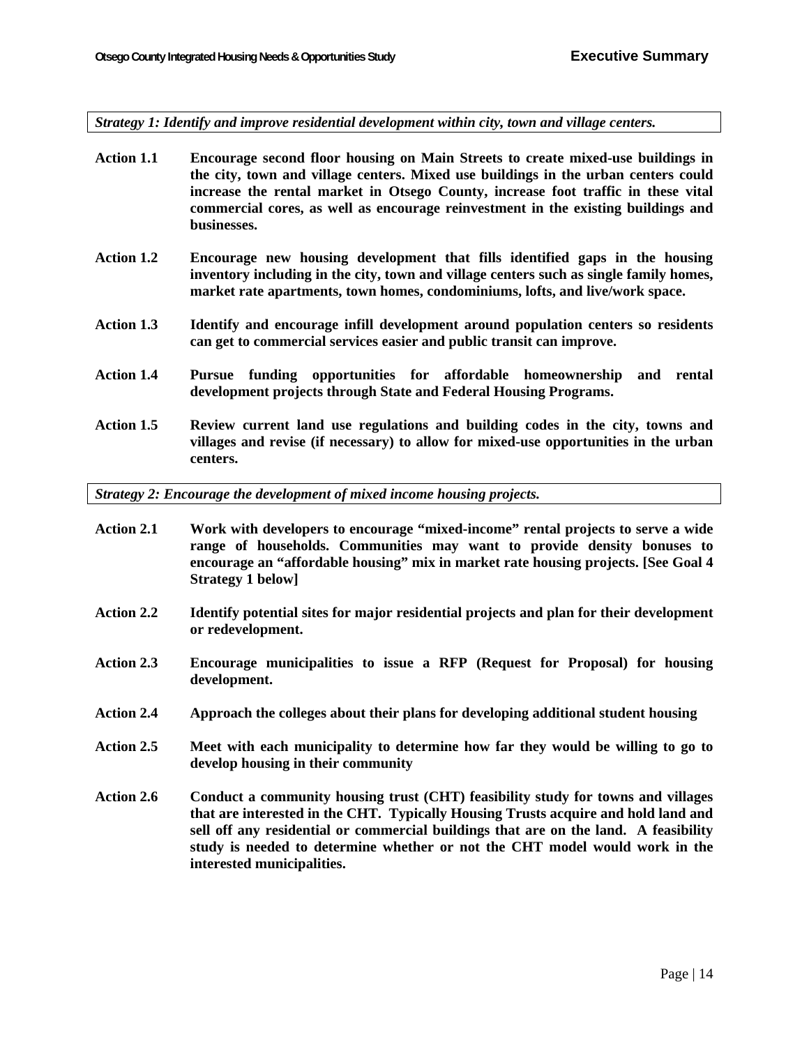***Strategy 1: Identify and improve residential development within city, town and village centers.***

**Action 1.1** **Encourage second floor housing on Main Streets to create mixed-use buildings in the city, town and village centers. Mixed use buildings in the urban centers could increase the rental market in Otsego County, increase foot traffic in these vital commercial cores, as well as encourage reinvestment in the existing buildings and businesses.**

**Action 1.2** **Encourage new housing development that fills identified gaps in the housing inventory including in the city, town and village centers such as single family homes, market rate apartments, town homes, condominiums, lofts, and live/work space.**

**Action 1.3** **Identify and encourage infill development around population centers so residents can get to commercial services easier and public transit can improve.**

**Action 1.4** **Pursue funding opportunities for affordable homeownership and rental development projects through State and Federal Housing Programs.**

**Action 1.5** **Review current land use regulations and building codes in the city, towns and villages and revise (if necessary) to allow for mixed-use opportunities in the urban centers.**

***Strategy 2: Encourage the development of mixed income housing projects.***

**Action 2.1** **Work with developers to encourage "mixed-income" rental projects to serve a wide range of households. Communities may want to provide density bonuses to encourage an "affordable housing" mix in market rate housing projects. [See Goal 4 Strategy 1 below]**

**Action 2.2** **Identify potential sites for major residential projects and plan for their development or redevelopment.**

**Action 2.3** **Encourage municipalities to issue a RFP (Request for Proposal) for housing development.**

**Action 2.4** **Approach the colleges about their plans for developing additional student housing**

**Action 2.5** **Meet with each municipality to determine how far they would be willing to go to develop housing in their community**

**Action 2.6** **Conduct a community housing trust (CHT) feasibility study for towns and villages that are interested in the CHT. Typically Housing Trusts acquire and hold land and sell off any residential or commercial buildings that are on the land. A feasibility study is needed to determine whether or not the CHT model would work in the interested municipalities.**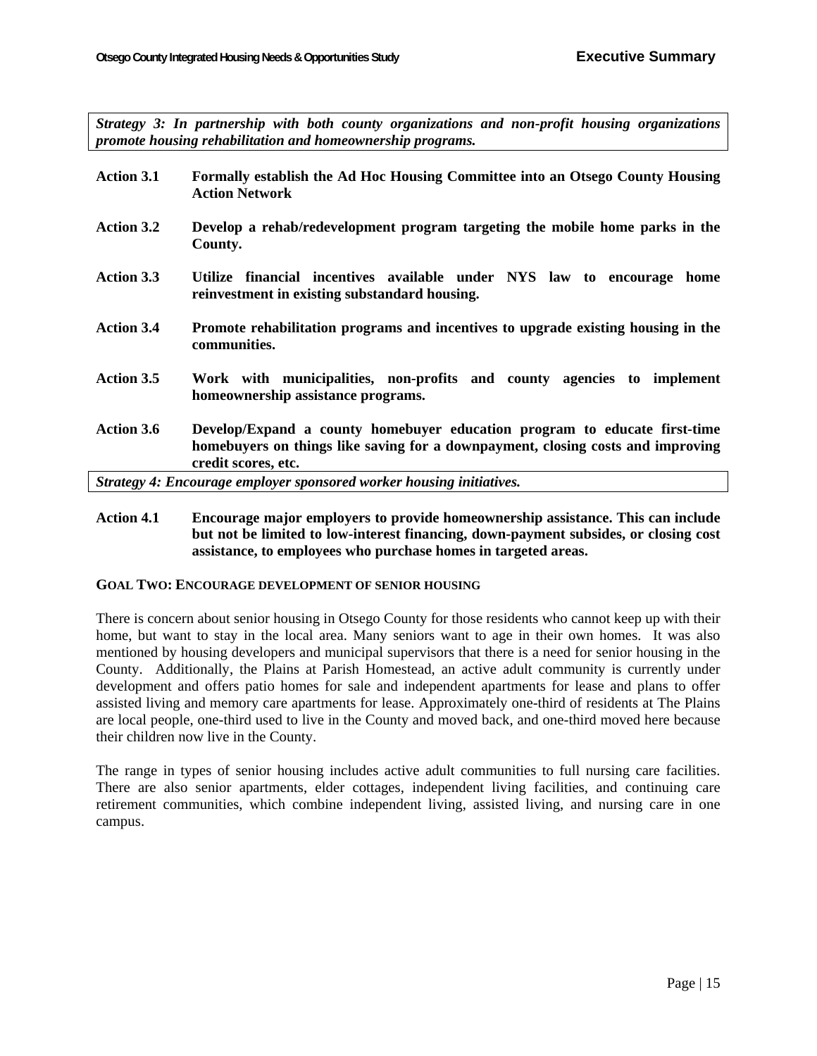*Strategy 3: In partnership with both county organizations and non-profit housing organizations promote housing rehabilitation and homeownership programs.*

**Action 3.1** **Formally establish the Ad Hoc Housing Committee into an Otsego County Housing Action Network**

**Action 3.2** **Develop a rehab/redevelopment program targeting the mobile home parks in the County.**

**Action 3.3** **Utilize financial incentives available under NYS law to encourage home reinvestment in existing substandard housing.**

**Action 3.4** **Promote rehabilitation programs and incentives to upgrade existing housing in the communities.**

**Action 3.5** **Work with municipalities, non-profits and county agencies to implement homeownership assistance programs.**

**Action 3.6** **Develop/Expand a county homebuyer education program to educate first-time homebuyers on things like saving for a downpayment, closing costs and improving credit scores, etc.**

*Strategy 4: Encourage employer sponsored worker housing initiatives.*

**Action 4.1** **Encourage major employers to provide homeownership assistance. This can include but not be limited to low-interest financing, down-payment subsides, or closing cost assistance, to employees who purchase homes in targeted areas.**

### GOAL TWO: ENCOURAGE DEVELOPMENT OF SENIOR HOUSING

There is concern about senior housing in Otsego County for those residents who cannot keep up with their home, but want to stay in the local area. Many seniors want to age in their own homes. It was also mentioned by housing developers and municipal supervisors that there is a need for senior housing in the County. Additionally, the Plains at Parish Homestead, an active adult community is currently under development and offers patio homes for sale and independent apartments for lease and plans to offer assisted living and memory care apartments for lease. Approximately one-third of residents at The Plains are local people, one-third used to live in the County and moved back, and one-third moved here because their children now live in the County.

The range in types of senior housing includes active adult communities to full nursing care facilities. There are also senior apartments, elder cottages, independent living facilities, and continuing care retirement communities, which combine independent living, assisted living, and nursing care in one campus.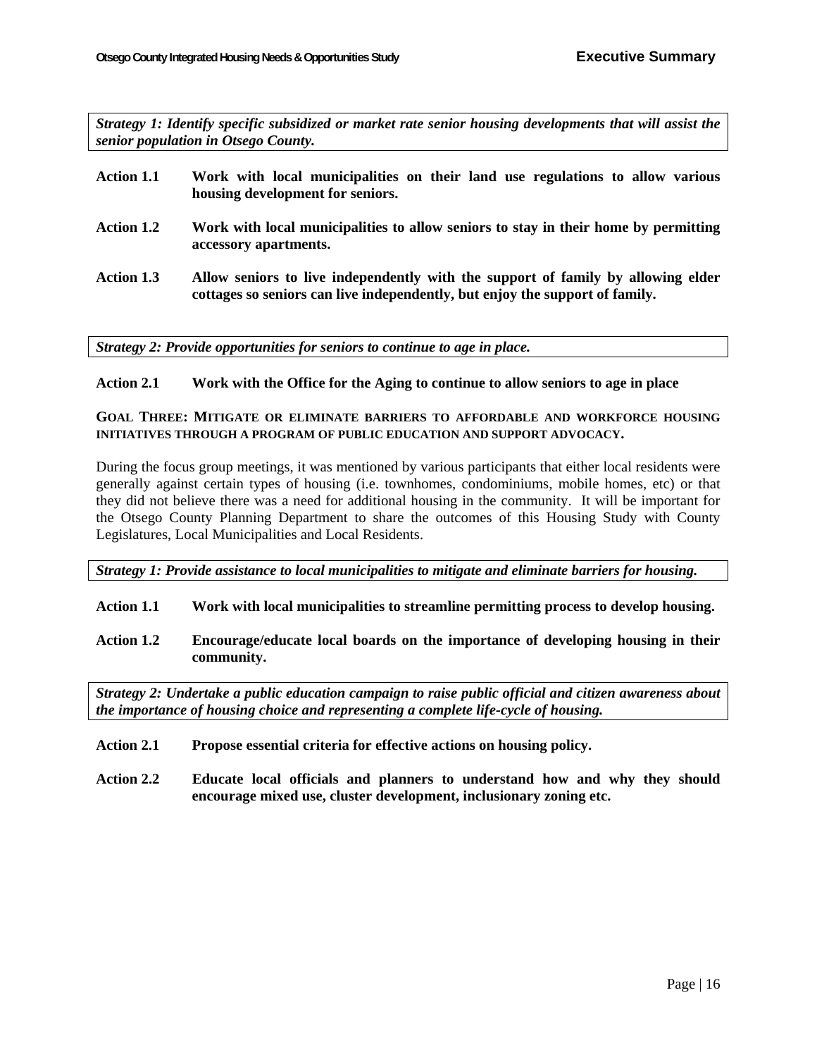*Strategy 1: Identify specific subsidized or market rate senior housing developments that will assist the senior population in Otsego County.*

**Action 1.1** **Work with local municipalities on their land use regulations to allow various housing development for seniors.**

**Action 1.2** **Work with local municipalities to allow seniors to stay in their home by permitting accessory apartments.**

**Action 1.3** **Allow seniors to live independently with the support of family by allowing elder cottages so seniors can live independently, but enjoy the support of family.**

*Strategy 2: Provide opportunities for seniors to continue to age in place.*

**Action 2.1** **Work with the Office for the Aging to continue to allow seniors to age in place**

**GOAL THREE: MITIGATE OR ELIMINATE BARRIERS TO AFFORDABLE AND WORKFORCE HOUSING INITIATIVES THROUGH A PROGRAM OF PUBLIC EDUCATION AND SUPPORT ADVOCACY.**

During the focus group meetings, it was mentioned by various participants that either local residents were generally against certain types of housing (i.e. townhomes, condominiums, mobile homes, etc) or that they did not believe there was a need for additional housing in the community. It will be important for the Otsego County Planning Department to share the outcomes of this Housing Study with County Legislatures, Local Municipalities and Local Residents.

*Strategy 1: Provide assistance to local municipalities to mitigate and eliminate barriers for housing.*

**Action 1.1** **Work with local municipalities to streamline permitting process to develop housing.**

**Action 1.2** **Encourage/educate local boards on the importance of developing housing in their community.**

*Strategy 2: Undertake a public education campaign to raise public official and citizen awareness about the importance of housing choice and representing a complete life-cycle of housing.*

**Action 2.1** **Propose essential criteria for effective actions on housing policy.**

**Action 2.2** **Educate local officials and planners to understand how and why they should encourage mixed use, cluster development, inclusionary zoning etc.**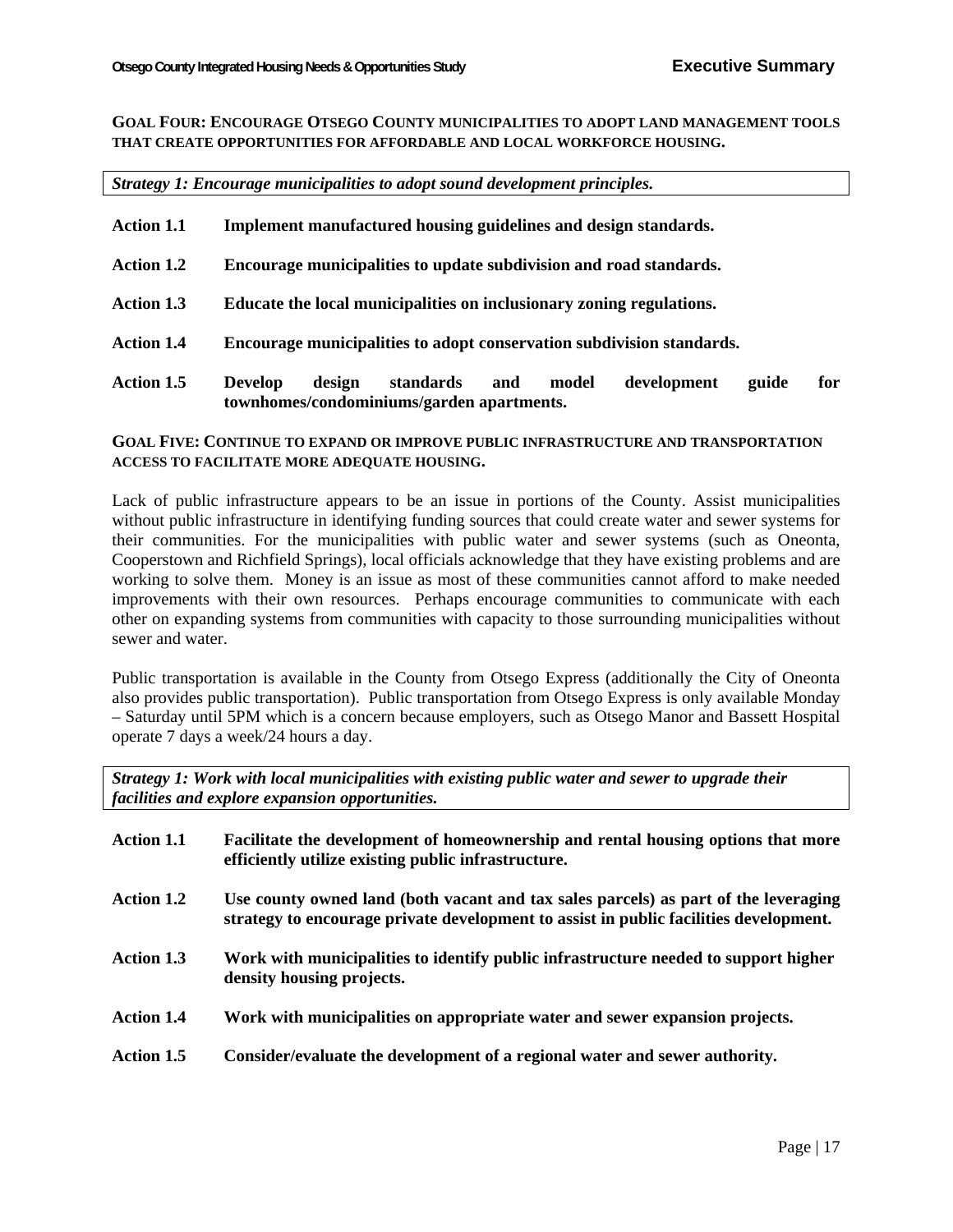**GOAL FOUR: ENCOURAGE OTSEGO COUNTY MUNICIPALITIES TO ADOPT LAND MANAGEMENT TOOLS THAT CREATE OPPORTUNITIES FOR AFFORDABLE AND LOCAL WORKFORCE HOUSING.**

***Strategy 1: Encourage municipalities to adopt sound development principles.***

**Action 1.1** **Implement manufactured housing guidelines and design standards.**

**Action 1.2** **Encourage municipalities to update subdivision and road standards.**

**Action 1.3** **Educate the local municipalities on inclusionary zoning regulations.**

**Action 1.4** **Encourage municipalities to adopt conservation subdivision standards.**

**Action 1.5** **Develop design standards and model development guide for townhomes/condominiums/garden apartments.**

**GOAL FIVE: CONTINUE TO EXPAND OR IMPROVE PUBLIC INFRASTRUCTURE AND TRANSPORTATION ACCESS TO FACILITATE MORE ADEQUATE HOUSING.**

Lack of public infrastructure appears to be an issue in portions of the County. Assist municipalities without public infrastructure in identifying funding sources that could create water and sewer systems for their communities. For the municipalities with public water and sewer systems (such as Oneonta, Cooperstown and Richfield Springs), local officials acknowledge that they have existing problems and are working to solve them. Money is an issue as most of these communities cannot afford to make needed improvements with their own resources. Perhaps encourage communities to communicate with each other on expanding systems from communities with capacity to those surrounding municipalities without sewer and water.

Public transportation is available in the County from Otsego Express (additionally the City of Oneonta also provides public transportation). Public transportation from Otsego Express is only available Monday – Saturday until 5PM which is a concern because employers, such as Otsego Manor and Bassett Hospital operate 7 days a week/24 hours a day.

***Strategy 1: Work with local municipalities with existing public water and sewer to upgrade their facilities and explore expansion opportunities.***

**Action 1.1** **Facilitate the development of homeownership and rental housing options that more efficiently utilize existing public infrastructure.**

**Action 1.2** **Use county owned land (both vacant and tax sales parcels) as part of the leveraging strategy to encourage private development to assist in public facilities development.**

**Action 1.3** **Work with municipalities to identify public infrastructure needed to support higher density housing projects.**

**Action 1.4** **Work with municipalities on appropriate water and sewer expansion projects.**

**Action 1.5** **Consider/evaluate the development of a regional water and sewer authority.**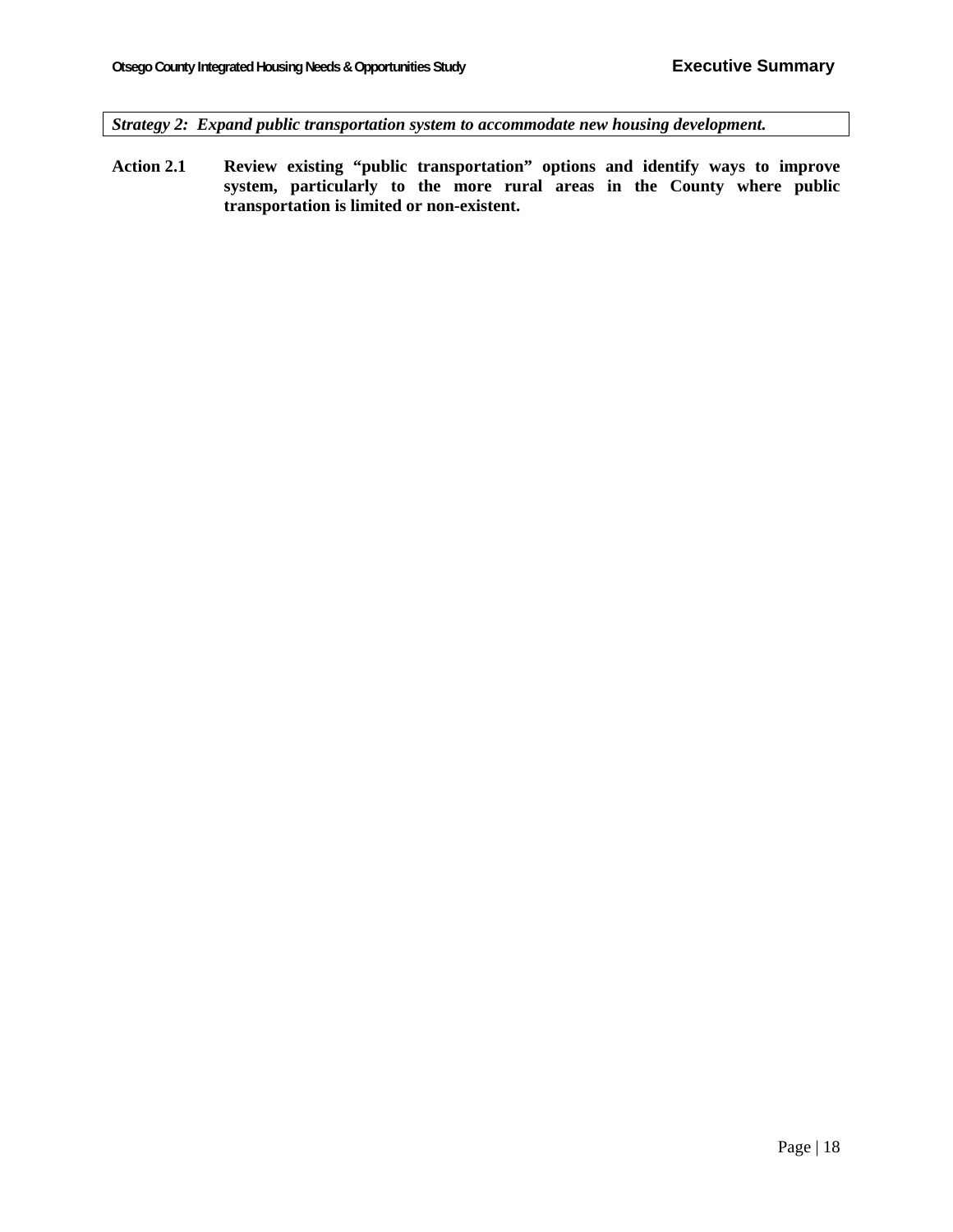***Strategy 2: Expand public transportation system to accommodate new housing development.***

**Action 2.1 Review existing "public transportation" options and identify ways to improve system, particularly to the more rural areas in the County where public transportation is limited or non-existent.**